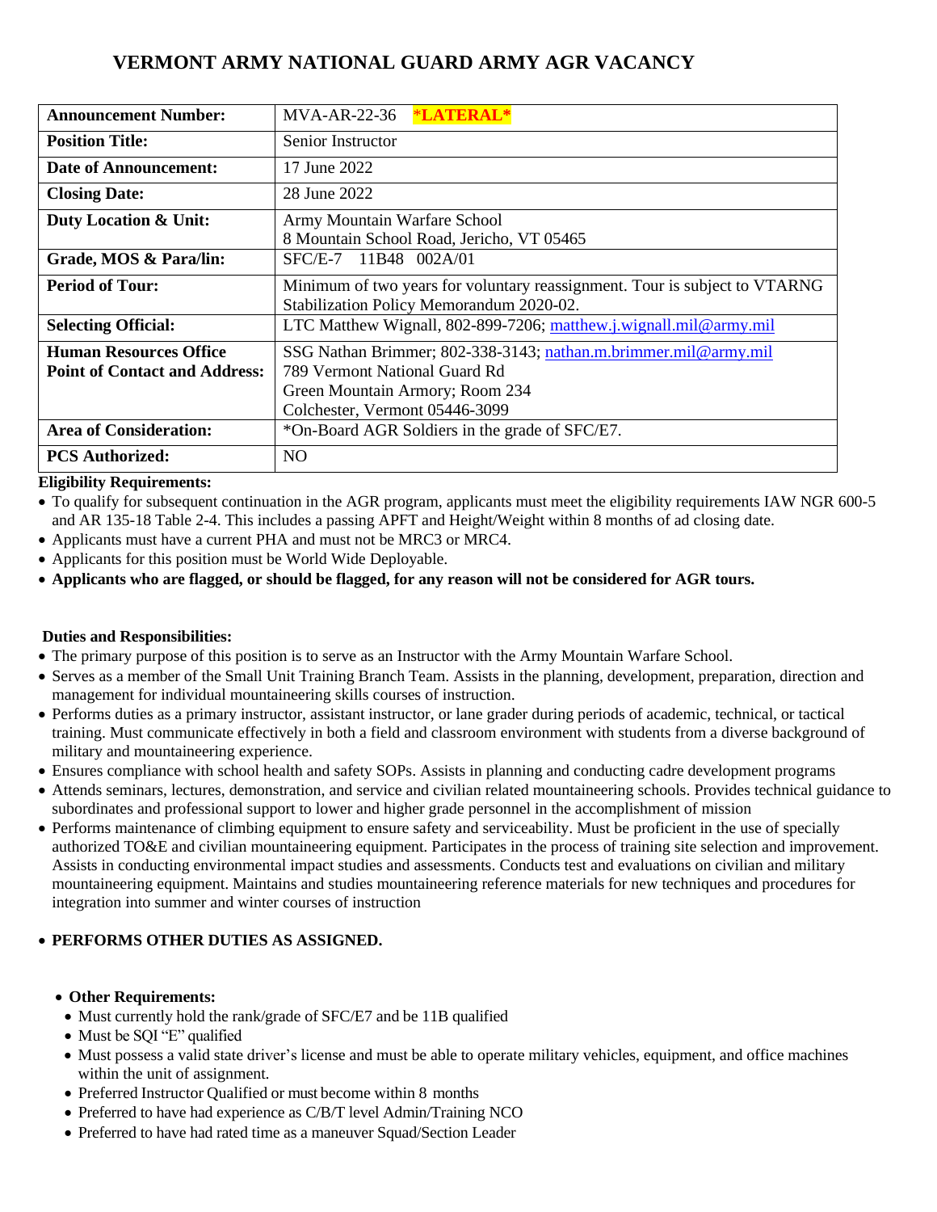# VERMONT ARMY NATIONAL GUARD ARMY AGR VACANCY

| **Announcement Number:** | MVA-AR-22-36 ***LATERAL*** |
|---|---|
| **Position Title:** | Senior Instructor |
| **Date of Announcement:** | 17 June 2022 |
| **Closing Date:** | 28 June 2022 |
| **Duty Location & Unit:** | Army Mountain Warfare School<br>8 Mountain School Road, Jericho, VT 05465 |
| **Grade, MOS & Para/lin:** | SFC/E-7 11B48 002A/01 |
| **Period of Tour:** | Minimum of two years for voluntary reassignment. Tour is subject to VTARNG Stabilization Policy Memorandum 2020-02. |
| **Selecting Official:** | LTC Matthew Wignall, 802-899-7206; matthew.j.wignall.mil@army.mil |
| **Human Resources Office Point of Contact and Address:** | SSG Nathan Brimmer; 802-338-3143; nathan.m.brimmer.mil@army.mil<br>789 Vermont National Guard Rd<br>Green Mountain Armory; Room 234<br>Colchester, Vermont 05446-3099 |
| **Area of Consideration:** | *On-Board AGR Soldiers in the grade of SFC/E7. |
| **PCS Authorized:** | NO |

**Eligibility Requirements:**

- To qualify for subsequent continuation in the AGR program, applicants must meet the eligibility requirements IAW NGR 600-5 and AR 135-18 Table 2-4. This includes a passing APFT and Height/Weight within 8 months of ad closing date.
- Applicants must have a current PHA and must not be MRC3 or MRC4.
- Applicants for this position must be World Wide Deployable.
- **Applicants who are flagged, or should be flagged, for any reason will not be considered for AGR tours.**

**Duties and Responsibilities:**

- The primary purpose of this position is to serve as an Instructor with the Army Mountain Warfare School.
- Serves as a member of the Small Unit Training Branch Team. Assists in the planning, development, preparation, direction and management for individual mountaineering skills courses of instruction.
- Performs duties as a primary instructor, assistant instructor, or lane grader during periods of academic, technical, or tactical training. Must communicate effectively in both a field and classroom environment with students from a diverse background of military and mountaineering experience.
- Ensures compliance with school health and safety SOPs. Assists in planning and conducting cadre development programs
- Attends seminars, lectures, demonstration, and service and civilian related mountaineering schools. Provides technical guidance to subordinates and professional support to lower and higher grade personnel in the accomplishment of mission
- Performs maintenance of climbing equipment to ensure safety and serviceability. Must be proficient in the use of specially authorized TO&E and civilian mountaineering equipment. Participates in the process of training site selection and improvement. Assists in conducting environmental impact studies and assessments. Conducts test and evaluations on civilian and military mountaineering equipment. Maintains and studies mountaineering reference materials for new techniques and procedures for integration into summer and winter courses of instruction

- **PERFORMS OTHER DUTIES AS ASSIGNED.**

- **Other Requirements:**
  - Must currently hold the rank/grade of SFC/E7 and be 11B qualified
  - Must be SQI "E" qualified
  - Must possess a valid state driver's license and must be able to operate military vehicles, equipment, and office machines within the unit of assignment.
  - Preferred Instructor Qualified or must become within 8 months
  - Preferred to have had experience as C/B/T level Admin/Training NCO
  - Preferred to have had rated time as a maneuver Squad/Section Leader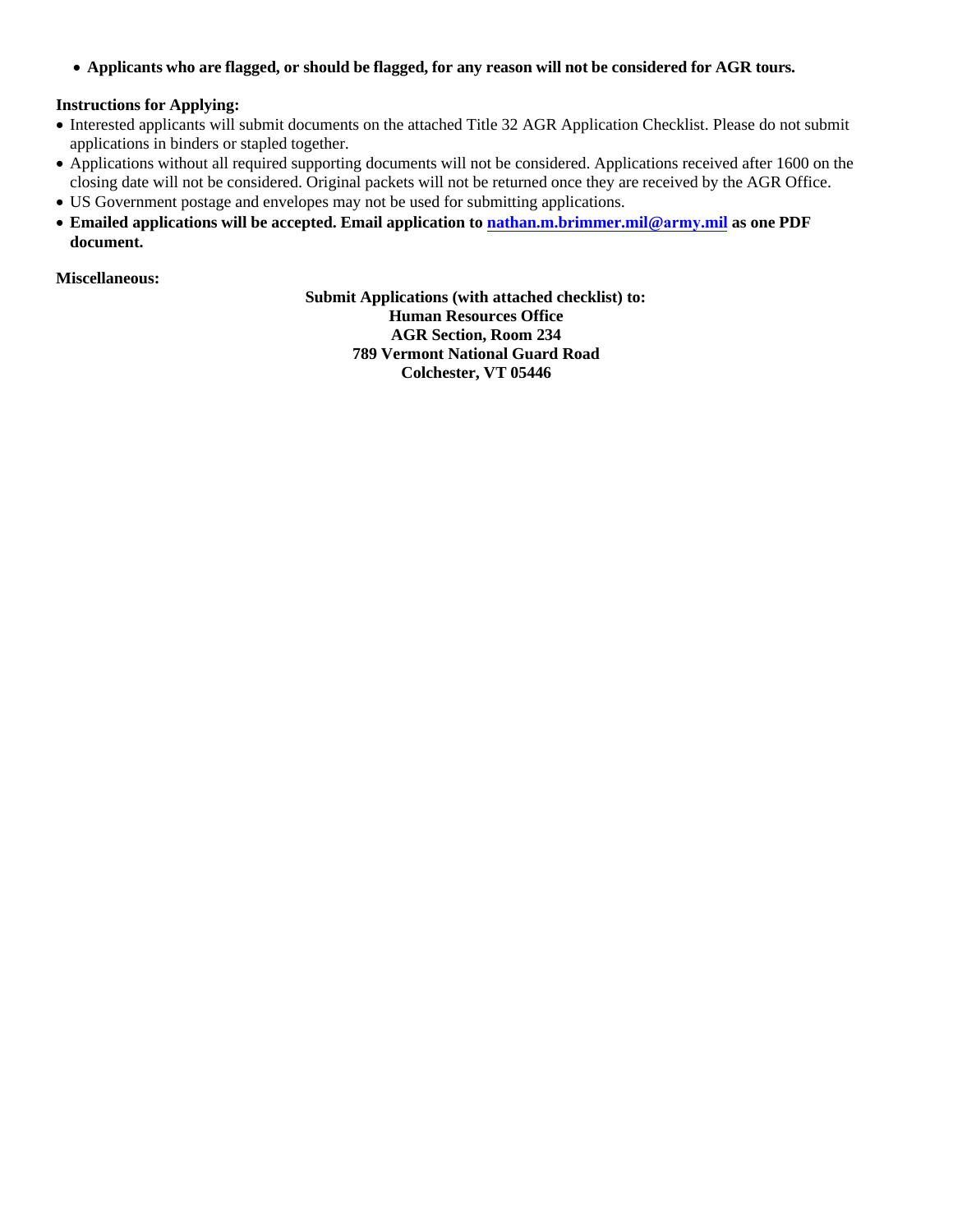- **Applicants who are flagged, or should be flagged, for any reason will not be considered for AGR tours.**

**Instructions for Applying:**

- Interested applicants will submit documents on the attached Title 32 AGR Application Checklist. Please do not submit applications in binders or stapled together.
- Applications without all required supporting documents will not be considered. Applications received after 1600 on the closing date will not be considered. Original packets will not be returned once they are received by the AGR Office.
- US Government postage and envelopes may not be used for submitting applications.
- **Emailed applications will be accepted. Email application to nathan.m.brimmer.mil@army.mil as one PDF document.**

**Miscellaneous:**

**Submit Applications (with attached checklist) to:**
**Human Resources Office**
**AGR Section, Room 234**
**789 Vermont National Guard Road**
**Colchester, VT 05446**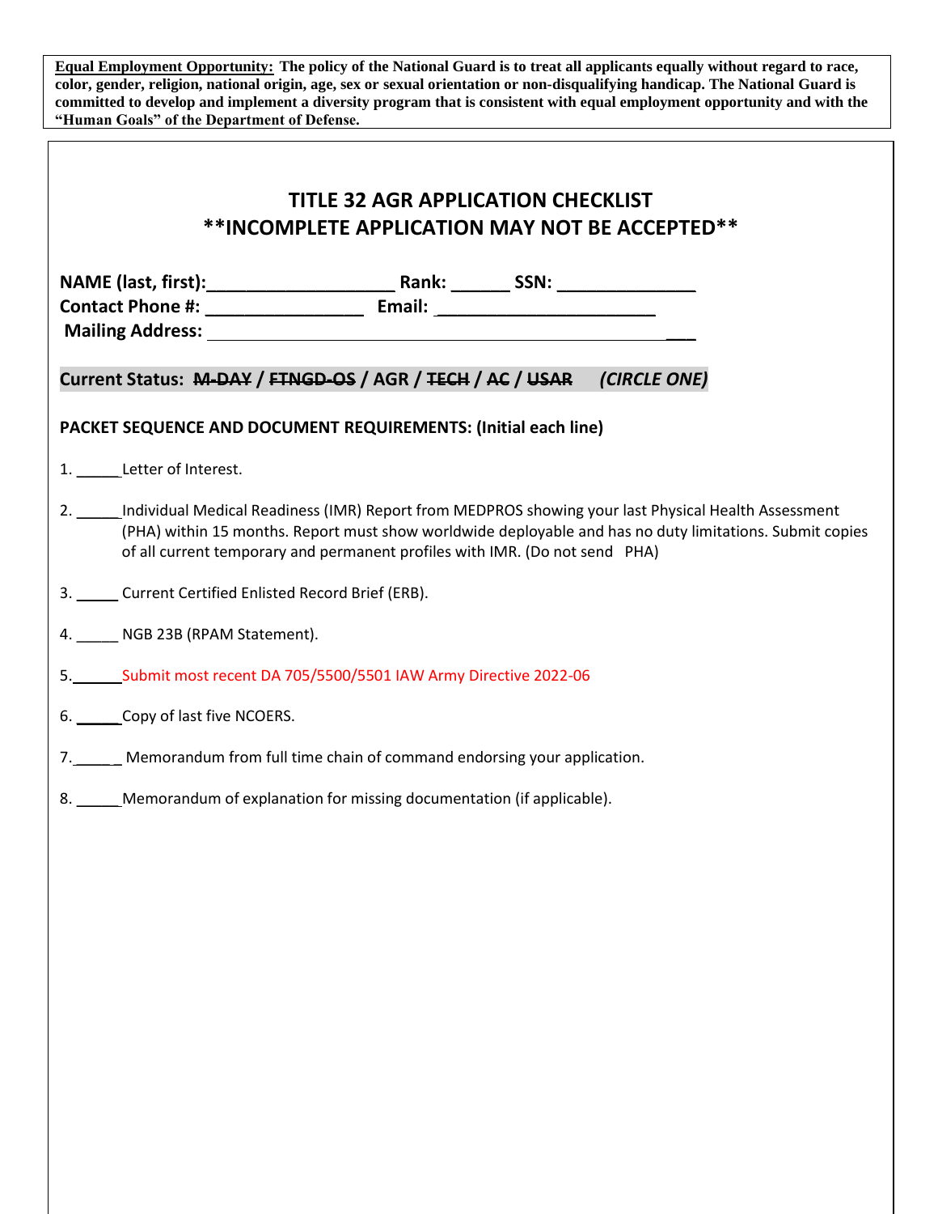**Equal Employment Opportunity: The policy of the National Guard is to treat all applicants equally without regard to race, color, gender, religion, national origin, age, sex or sexual orientation or non-disqualifying handicap. The National Guard is committed to develop and implement a diversity program that is consistent with equal employment opportunity and with the "Human Goals" of the Department of Defense.**

# TITLE 32 AGR APPLICATION CHECKLIST
## **INCOMPLETE APPLICATION MAY NOT BE ACCEPTED**

**NAME (last, first):___________________ Rank: ______ SSN: ______________**
**Contact Phone #: ________________ Email: ______________________**
**Mailing Address: ___________________________________________________**

**Current Status: ~~M-DAY~~ / ~~FTNGD-OS~~ / AGR / ~~TECH~~ / ~~AC~~ / ~~USAR~~ *(CIRCLE ONE)***

**PACKET SEQUENCE AND DOCUMENT REQUIREMENTS: (Initial each line)**

1. _____Letter of Interest.
2. _____Individual Medical Readiness (IMR) Report from MEDPROS showing your last Physical Health Assessment (PHA) within 15 months. Report must show worldwide deployable and has no duty limitations. Submit copies of all current temporary and permanent profiles with IMR. (Do not send PHA)
3. _____ Current Certified Enlisted Record Brief (ERB).
4. _____ NGB 23B (RPAM Statement).
5. ______Submit most recent DA 705/5500/5501 IAW Army Directive 2022-06
6. _____Copy of last five NCOERS.
7. _____ Memorandum from full time chain of command endorsing your application.
8. _____Memorandum of explanation for missing documentation (if applicable).